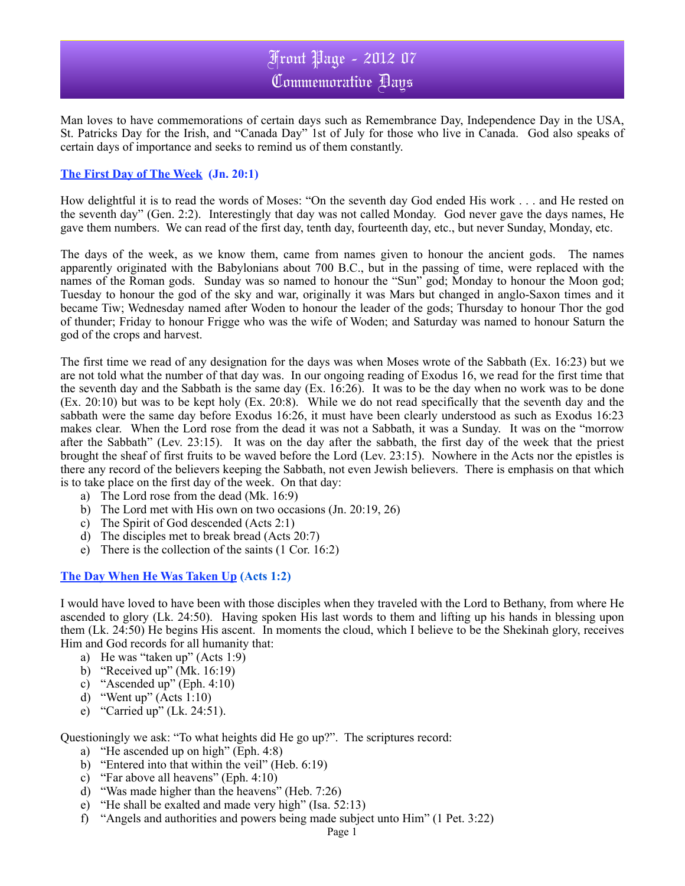# Front Page - 2012 07
# Commemorative Days

Man loves to have commemorations of certain days such as Remembrance Day, Independence Day in the USA, St. Patricks Day for the Irish, and "Canada Day" 1st of July for those who live in Canada. God also speaks of certain days of importance and seeks to remind us of them constantly.

## The First Day of The Week (Jn. 20:1)

How delightful it is to read the words of Moses: "On the seventh day God ended His work . . . and He rested on the seventh day" (Gen. 2:2). Interestingly that day was not called Monday. God never gave the days names, He gave them numbers. We can read of the first day, tenth day, fourteenth day, etc., but never Sunday, Monday, etc.

The days of the week, as we know them, came from names given to honour the ancient gods. The names apparently originated with the Babylonians about 700 B.C., but in the passing of time, were replaced with the names of the Roman gods. Sunday was so named to honour the "Sun" god; Monday to honour the Moon god; Tuesday to honour the god of the sky and war, originally it was Mars but changed in anglo-Saxon times and it became Tiw; Wednesday named after Woden to honour the leader of the gods; Thursday to honour Thor the god of thunder; Friday to honour Frigge who was the wife of Woden; and Saturday was named to honour Saturn the god of the crops and harvest.

The first time we read of any designation for the days was when Moses wrote of the Sabbath (Ex. 16:23) but we are not told what the number of that day was. In our ongoing reading of Exodus 16, we read for the first time that the seventh day and the Sabbath is the same day (Ex. 16:26). It was to be the day when no work was to be done (Ex. 20:10) but was to be kept holy (Ex. 20:8). While we do not read specifically that the seventh day and the sabbath were the same day before Exodus 16:26, it must have been clearly understood as such as Exodus 16:23 makes clear. When the Lord rose from the dead it was not a Sabbath, it was a Sunday. It was on the "morrow after the Sabbath" (Lev. 23:15). It was on the day after the sabbath, the first day of the week that the priest brought the sheaf of first fruits to be waved before the Lord (Lev. 23:15). Nowhere in the Acts nor the epistles is there any record of the believers keeping the Sabbath, not even Jewish believers. There is emphasis on that which is to take place on the first day of the week. On that day:

a) The Lord rose from the dead (Mk. 16:9)
b) The Lord met with His own on two occasions (Jn. 20:19, 26)
c) The Spirit of God descended (Acts 2:1)
d) The disciples met to break bread (Acts 20:7)
e) There is the collection of the saints (1 Cor. 16:2)

## The Day When He Was Taken Up (Acts 1:2)

I would have loved to have been with those disciples when they traveled with the Lord to Bethany, from where He ascended to glory (Lk. 24:50). Having spoken His last words to them and lifting up his hands in blessing upon them (Lk. 24:50) He begins His ascent. In moments the cloud, which I believe to be the Shekinah glory, receives Him and God records for all humanity that:

a) He was "taken up" (Acts 1:9)
b) "Received up" (Mk. 16:19)
c) "Ascended up" (Eph. 4:10)
d) "Went up" (Acts 1:10)
e) "Carried up" (Lk. 24:51).

Questioningly we ask: "To what heights did He go up?". The scriptures record:

a) "He ascended up on high" (Eph. 4:8)
b) "Entered into that within the veil" (Heb. 6:19)
c) "Far above all heavens" (Eph. 4:10)
d) "Was made higher than the heavens" (Heb. 7:26)
e) "He shall be exalted and made very high" (Isa. 52:13)
f) "Angels and authorities and powers being made subject unto Him" (1 Pet. 3:22)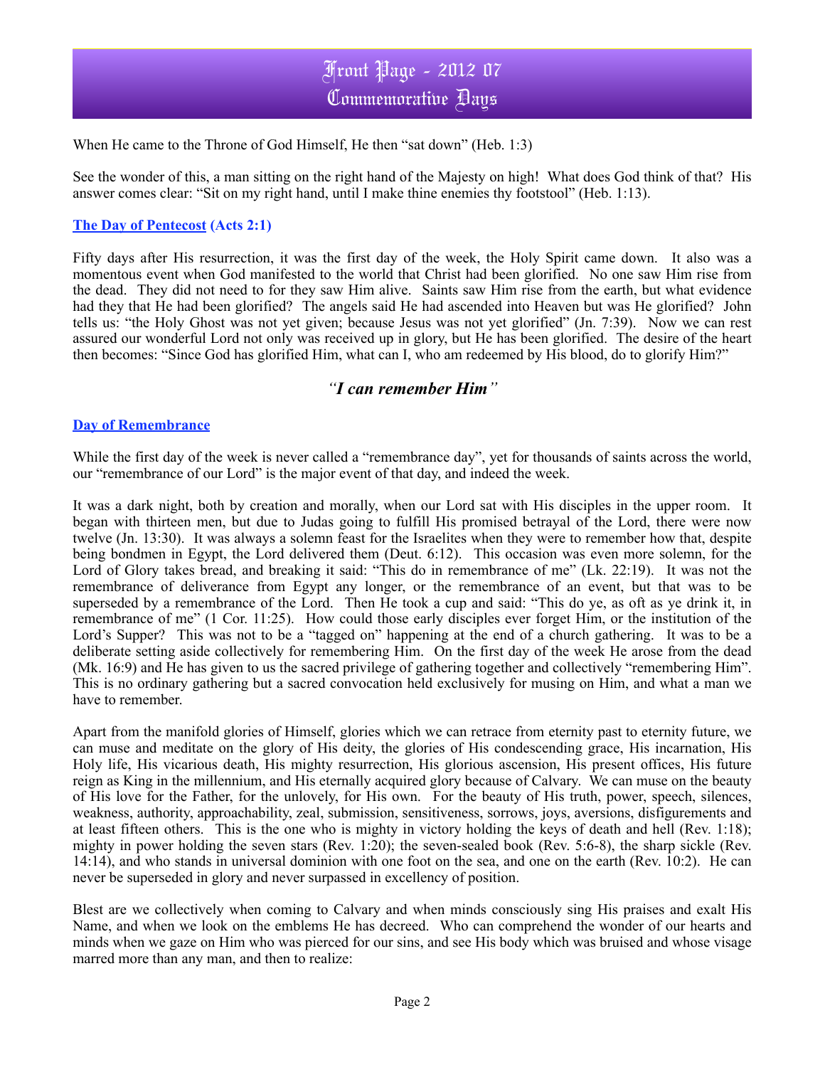When He came to the Throne of God Himself, He then "sat down" (Heb. 1:3)

See the wonder of this, a man sitting on the right hand of the Majesty on high! What does God think of that? His answer comes clear: "Sit on my right hand, until I make thine enemies thy footstool" (Heb. 1:13).

### **The Day of Pentecost (Acts 2:1)**

Fifty days after His resurrection, it was the first day of the week, the Holy Spirit came down. It also was a momentous event when God manifested to the world that Christ had been glorified. No one saw Him rise from the dead. They did not need to for they saw Him alive. Saints saw Him rise from the earth, but what evidence had they that He had been glorified? The angels said He had ascended into Heaven but was He glorified? John tells us: "the Holy Ghost was not yet given; because Jesus was not yet glorified" (Jn. 7:39). Now we can rest assured our wonderful Lord not only was received up in glory, but He has been glorified. The desire of the heart then becomes: "Since God has glorified Him, what can I, who am redeemed by His blood, do to glorify Him?"

## *"I can remember Him"*

### **Day of Remembrance**

While the first day of the week is never called a "remembrance day", yet for thousands of saints across the world, our "remembrance of our Lord" is the major event of that day, and indeed the week.

It was a dark night, both by creation and morally, when our Lord sat with His disciples in the upper room. It began with thirteen men, but due to Judas going to fulfill His promised betrayal of the Lord, there were now twelve (Jn. 13:30). It was always a solemn feast for the Israelites when they were to remember how that, despite being bondmen in Egypt, the Lord delivered them (Deut. 6:12). This occasion was even more solemn, for the Lord of Glory takes bread, and breaking it said: "This do in remembrance of me" (Lk. 22:19). It was not the remembrance of deliverance from Egypt any longer, or the remembrance of an event, but that was to be superseded by a remembrance of the Lord. Then He took a cup and said: "This do ye, as oft as ye drink it, in remembrance of me" (1 Cor. 11:25). How could those early disciples ever forget Him, or the institution of the Lord's Supper? This was not to be a "tagged on" happening at the end of a church gathering. It was to be a deliberate setting aside collectively for remembering Him. On the first day of the week He arose from the dead (Mk. 16:9) and He has given to us the sacred privilege of gathering together and collectively "remembering Him". This is no ordinary gathering but a sacred convocation held exclusively for musing on Him, and what a man we have to remember.

Apart from the manifold glories of Himself, glories which we can retrace from eternity past to eternity future, we can muse and meditate on the glory of His deity, the glories of His condescending grace, His incarnation, His Holy life, His vicarious death, His mighty resurrection, His glorious ascension, His present offices, His future reign as King in the millennium, and His eternally acquired glory because of Calvary. We can muse on the beauty of His love for the Father, for the unlovely, for His own. For the beauty of His truth, power, speech, silences, weakness, authority, approachability, zeal, submission, sensitiveness, sorrows, joys, aversions, disfigurements and at least fifteen others. This is the one who is mighty in victory holding the keys of death and hell (Rev. 1:18); mighty in power holding the seven stars (Rev. 1:20); the seven-sealed book (Rev. 5:6-8), the sharp sickle (Rev. 14:14), and who stands in universal dominion with one foot on the sea, and one on the earth (Rev. 10:2). He can never be superseded in glory and never surpassed in excellency of position.

Blest are we collectively when coming to Calvary and when minds consciously sing His praises and exalt His Name, and when we look on the emblems He has decreed. Who can comprehend the wonder of our hearts and minds when we gaze on Him who was pierced for our sins, and see His body which was bruised and whose visage marred more than any man, and then to realize: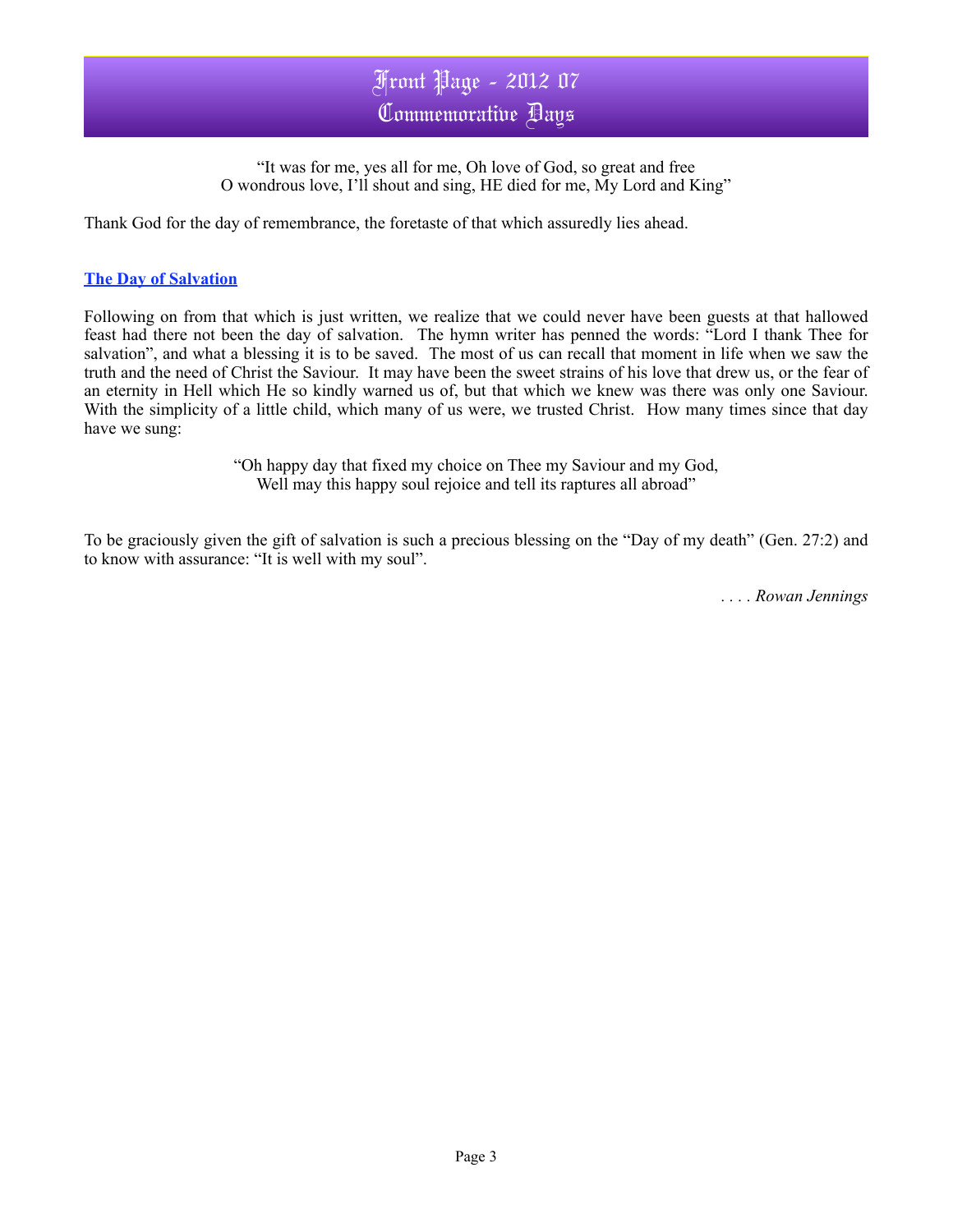"It was for me, yes all for me, Oh love of God, so great and free
O wondrous love, I'll shout and sing, HE died for me, My Lord and King"

Thank God for the day of remembrance, the foretaste of that which assuredly lies ahead.

## The Day of Salvation

Following on from that which is just written, we realize that we could never have been guests at that hallowed feast had there not been the day of salvation. The hymn writer has penned the words: "Lord I thank Thee for salvation", and what a blessing it is to be saved. The most of us can recall that moment in life when we saw the truth and the need of Christ the Saviour. It may have been the sweet strains of his love that drew us, or the fear of an eternity in Hell which He so kindly warned us of, but that which we knew was there was only one Saviour. With the simplicity of a little child, which many of us were, we trusted Christ. How many times since that day have we sung:

"Oh happy day that fixed my choice on Thee my Saviour and my God,
Well may this happy soul rejoice and tell its raptures all abroad"

To be graciously given the gift of salvation is such a precious blessing on the "Day of my death" (Gen. 27:2) and to know with assurance: "It is well with my soul".

. . . . *Rowan Jennings*